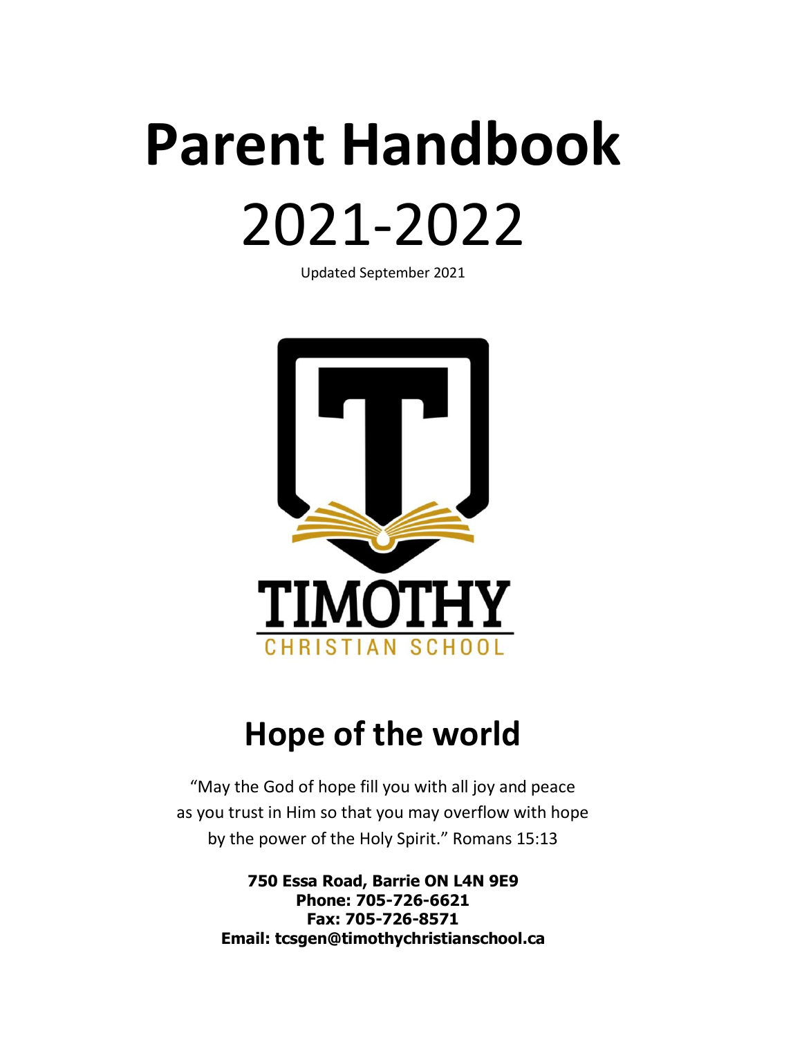# Parent Handbook

# 2021-2022

Updated September 2021

TIMOTHY
CHRISTIAN SCHOOL

## Hope of the world

"May the God of hope fill you with all joy and peace
as you trust in Him so that you may overflow with hope
by the power of the Holy Spirit." Romans 15:13

**750 Essa Road, Barrie ON L4N 9E9**
**Phone: 705-726-6621**
**Fax: 705-726-8571**
**Email: tcsgen@timothychristianschool.ca**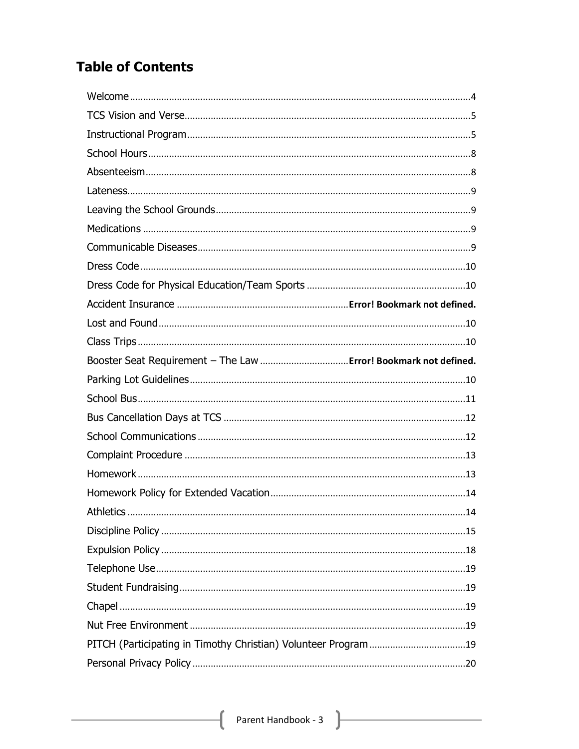## Table of Contents

Welcome ... 4
TCS Vision and Verse ... 5
Instructional Program ... 5
School Hours ... 8
Absenteeism ... 8
Lateness ... 9
Leaving the School Grounds ... 9
Medications ... 9
Communicable Diseases ... 9
Dress Code ... 10
Dress Code for Physical Education/Team Sports ... 10
Accident Insurance ... **Error! Bookmark not defined.**
Lost and Found ... 10
Class Trips ... 10
Booster Seat Requirement – The Law ... **Error! Bookmark not defined.**
Parking Lot Guidelines ... 10
School Bus ... 11
Bus Cancellation Days at TCS ... 12
School Communications ... 12
Complaint Procedure ... 13
Homework ... 13
Homework Policy for Extended Vacation ... 14
Athletics ... 14
Discipline Policy ... 15
Expulsion Policy ... 18
Telephone Use ... 19
Student Fundraising ... 19
Chapel ... 19
Nut Free Environment ... 19
PITCH (Participating in Timothy Christian) Volunteer Program ... 19
Personal Privacy Policy ... 20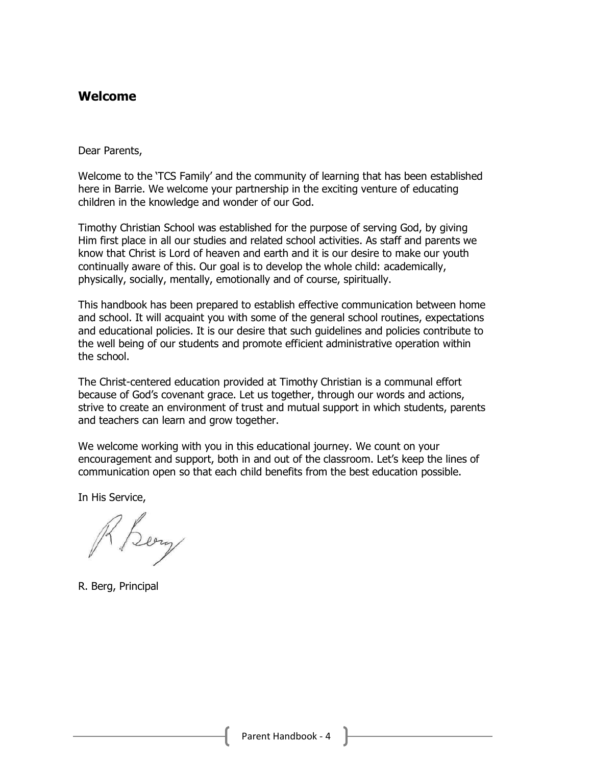## Welcome

Dear Parents,

Welcome to the 'TCS Family' and the community of learning that has been established here in Barrie. We welcome your partnership in the exciting venture of educating children in the knowledge and wonder of our God.

Timothy Christian School was established for the purpose of serving God, by giving Him first place in all our studies and related school activities. As staff and parents we know that Christ is Lord of heaven and earth and it is our desire to make our youth continually aware of this. Our goal is to develop the whole child: academically, physically, socially, mentally, emotionally and of course, spiritually.

This handbook has been prepared to establish effective communication between home and school. It will acquaint you with some of the general school routines, expectations and educational policies. It is our desire that such guidelines and policies contribute to the well being of our students and promote efficient administrative operation within the school.

The Christ-centered education provided at Timothy Christian is a communal effort because of God's covenant grace. Let us together, through our words and actions, strive to create an environment of trust and mutual support in which students, parents and teachers can learn and grow together.

We welcome working with you in this educational journey. We count on your encouragement and support, both in and out of the classroom. Let's keep the lines of communication open so that each child benefits from the best education possible.

In His Service,

R. Berg

R. Berg, Principal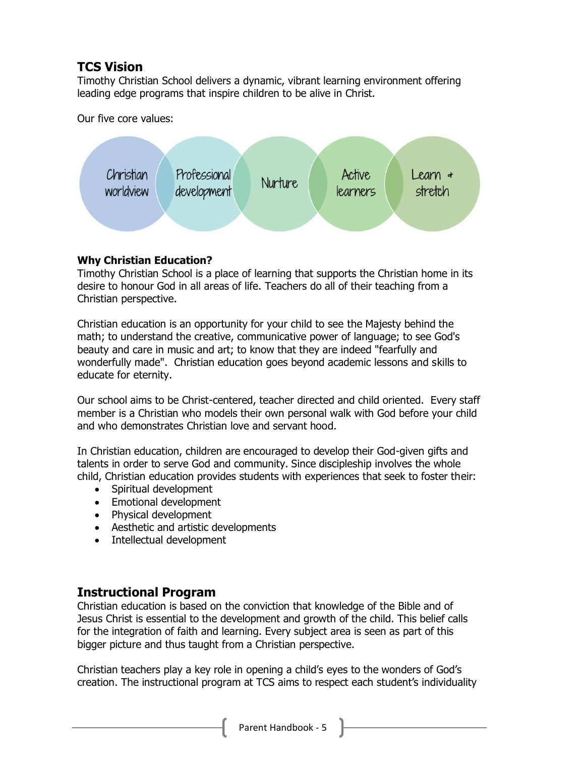## TCS Vision

Timothy Christian School delivers a dynamic, vibrant learning environment offering leading edge programs that inspire children to be alive in Christ.

Our five core values:

- Christian worldview
- Professional development
- Nurture
- Active learners
- Learn + stretch

### Why Christian Education?

Timothy Christian School is a place of learning that supports the Christian home in its desire to honour God in all areas of life. Teachers do all of their teaching from a Christian perspective.

Christian education is an opportunity for your child to see the Majesty behind the math; to understand the creative, communicative power of language; to see God's beauty and care in music and art; to know that they are indeed "fearfully and wonderfully made". Christian education goes beyond academic lessons and skills to educate for eternity.

Our school aims to be Christ-centered, teacher directed and child oriented. Every staff member is a Christian who models their own personal walk with God before your child and who demonstrates Christian love and servant hood.

In Christian education, children are encouraged to develop their God-given gifts and talents in order to serve God and community. Since discipleship involves the whole child, Christian education provides students with experiences that seek to foster their:

- Spiritual development
- Emotional development
- Physical development
- Aesthetic and artistic developments
- Intellectual development

## Instructional Program

Christian education is based on the conviction that knowledge of the Bible and of Jesus Christ is essential to the development and growth of the child. This belief calls for the integration of faith and learning. Every subject area is seen as part of this bigger picture and thus taught from a Christian perspective.

Christian teachers play a key role in opening a child's eyes to the wonders of God's creation. The instructional program at TCS aims to respect each student's individuality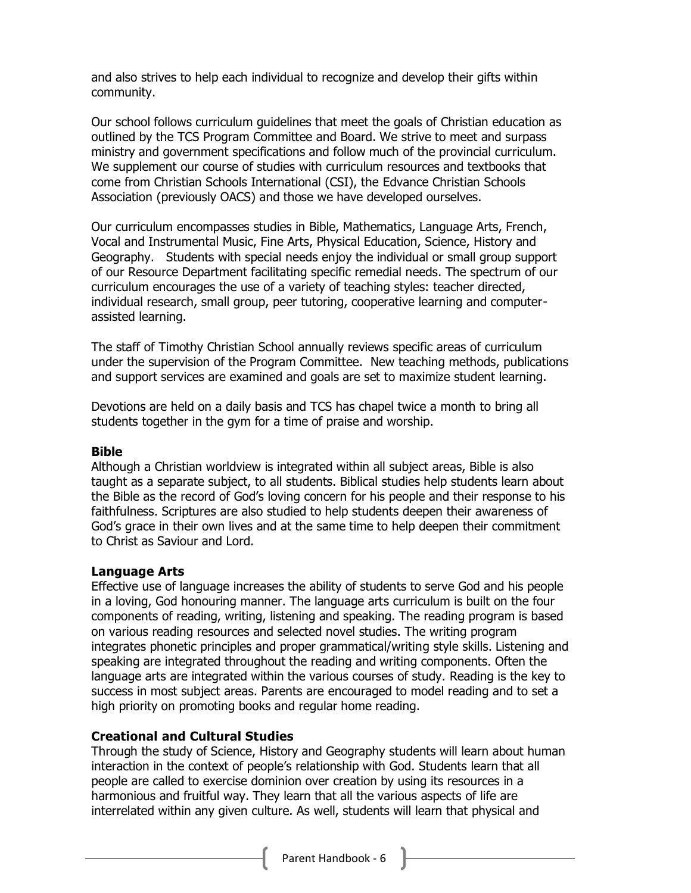and also strives to help each individual to recognize and develop their gifts within community.

Our school follows curriculum guidelines that meet the goals of Christian education as outlined by the TCS Program Committee and Board. We strive to meet and surpass ministry and government specifications and follow much of the provincial curriculum. We supplement our course of studies with curriculum resources and textbooks that come from Christian Schools International (CSI), the Edvance Christian Schools Association (previously OACS) and those we have developed ourselves.

Our curriculum encompasses studies in Bible, Mathematics, Language Arts, French, Vocal and Instrumental Music, Fine Arts, Physical Education, Science, History and Geography. Students with special needs enjoy the individual or small group support of our Resource Department facilitating specific remedial needs. The spectrum of our curriculum encourages the use of a variety of teaching styles: teacher directed, individual research, small group, peer tutoring, cooperative learning and computer-assisted learning.

The staff of Timothy Christian School annually reviews specific areas of curriculum under the supervision of the Program Committee. New teaching methods, publications and support services are examined and goals are set to maximize student learning.

Devotions are held on a daily basis and TCS has chapel twice a month to bring all students together in the gym for a time of praise and worship.

**Bible**
Although a Christian worldview is integrated within all subject areas, Bible is also taught as a separate subject, to all students. Biblical studies help students learn about the Bible as the record of God's loving concern for his people and their response to his faithfulness. Scriptures are also studied to help students deepen their awareness of God's grace in their own lives and at the same time to help deepen their commitment to Christ as Saviour and Lord.

**Language Arts**
Effective use of language increases the ability of students to serve God and his people in a loving, God honouring manner. The language arts curriculum is built on the four components of reading, writing, listening and speaking. The reading program is based on various reading resources and selected novel studies. The writing program integrates phonetic principles and proper grammatical/writing style skills. Listening and speaking are integrated throughout the reading and writing components. Often the language arts are integrated within the various courses of study. Reading is the key to success in most subject areas. Parents are encouraged to model reading and to set a high priority on promoting books and regular home reading.

**Creational and Cultural Studies**
Through the study of Science, History and Geography students will learn about human interaction in the context of people's relationship with God. Students learn that all people are called to exercise dominion over creation by using its resources in a harmonious and fruitful way. They learn that all the various aspects of life are interrelated within any given culture. As well, students will learn that physical and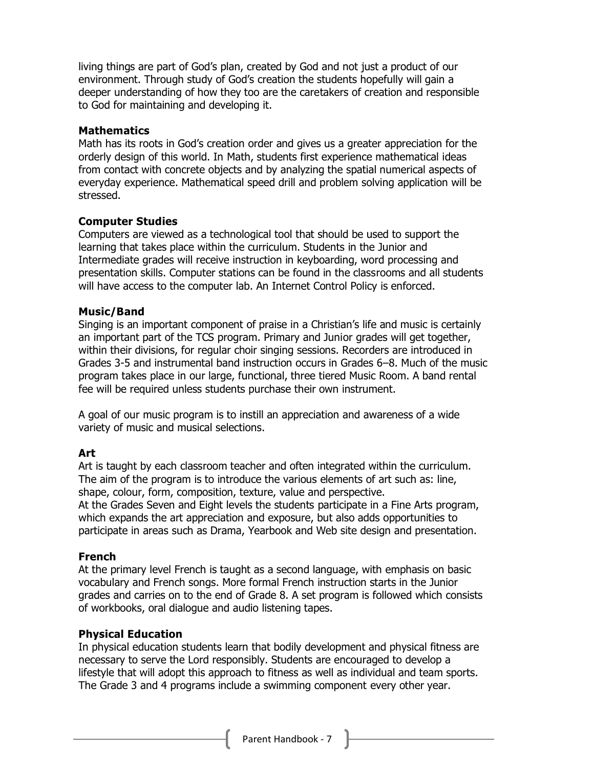living things are part of God's plan, created by God and not just a product of our environment. Through study of God's creation the students hopefully will gain a deeper understanding of how they too are the caretakers of creation and responsible to God for maintaining and developing it.

### Mathematics

Math has its roots in God's creation order and gives us a greater appreciation for the orderly design of this world. In Math, students first experience mathematical ideas from contact with concrete objects and by analyzing the spatial numerical aspects of everyday experience. Mathematical speed drill and problem solving application will be stressed.

### Computer Studies

Computers are viewed as a technological tool that should be used to support the learning that takes place within the curriculum. Students in the Junior and Intermediate grades will receive instruction in keyboarding, word processing and presentation skills. Computer stations can be found in the classrooms and all students will have access to the computer lab. An Internet Control Policy is enforced.

### Music/Band

Singing is an important component of praise in a Christian's life and music is certainly an important part of the TCS program. Primary and Junior grades will get together, within their divisions, for regular choir singing sessions. Recorders are introduced in Grades 3-5 and instrumental band instruction occurs in Grades 6–8. Much of the music program takes place in our large, functional, three tiered Music Room. A band rental fee will be required unless students purchase their own instrument.

A goal of our music program is to instill an appreciation and awareness of a wide variety of music and musical selections.

### Art

Art is taught by each classroom teacher and often integrated within the curriculum. The aim of the program is to introduce the various elements of art such as: line, shape, colour, form, composition, texture, value and perspective.
At the Grades Seven and Eight levels the students participate in a Fine Arts program, which expands the art appreciation and exposure, but also adds opportunities to participate in areas such as Drama, Yearbook and Web site design and presentation.

### French

At the primary level French is taught as a second language, with emphasis on basic vocabulary and French songs. More formal French instruction starts in the Junior grades and carries on to the end of Grade 8. A set program is followed which consists of workbooks, oral dialogue and audio listening tapes.

### Physical Education

In physical education students learn that bodily development and physical fitness are necessary to serve the Lord responsibly. Students are encouraged to develop a lifestyle that will adopt this approach to fitness as well as individual and team sports. The Grade 3 and 4 programs include a swimming component every other year.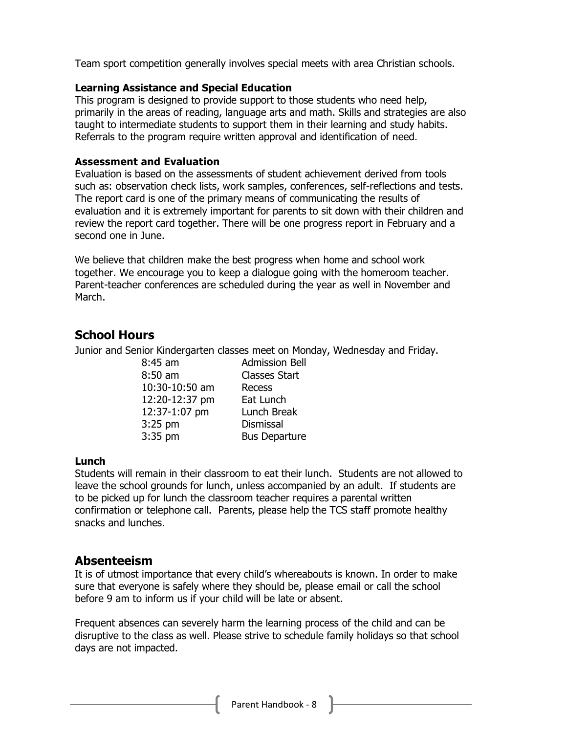Team sport competition generally involves special meets with area Christian schools.

**Learning Assistance and Special Education**
This program is designed to provide support to those students who need help, primarily in the areas of reading, language arts and math. Skills and strategies are also taught to intermediate students to support them in their learning and study habits. Referrals to the program require written approval and identification of need.

**Assessment and Evaluation**
Evaluation is based on the assessments of student achievement derived from tools such as: observation check lists, work samples, conferences, self-reflections and tests. The report card is one of the primary means of communicating the results of evaluation and it is extremely important for parents to sit down with their children and review the report card together. There will be one progress report in February and a second one in June.

We believe that children make the best progress when home and school work together. We encourage you to keep a dialogue going with the homeroom teacher. Parent-teacher conferences are scheduled during the year as well in November and March.

## School Hours

Junior and Senior Kindergarten classes meet on Monday, Wednesday and Friday.

| | |
|---|---|
| 8:45 am | Admission Bell |
| 8:50 am | Classes Start |
| 10:30-10:50 am | Recess |
| 12:20-12:37 pm | Eat Lunch |
| 12:37-1:07 pm | Lunch Break |
| 3:25 pm | Dismissal |
| 3:35 pm | Bus Departure |

**Lunch**
Students will remain in their classroom to eat their lunch. Students are not allowed to leave the school grounds for lunch, unless accompanied by an adult. If students are to be picked up for lunch the classroom teacher requires a parental written confirmation or telephone call. Parents, please help the TCS staff promote healthy snacks and lunches.

## Absenteeism

It is of utmost importance that every child's whereabouts is known. In order to make sure that everyone is safely where they should be, please email or call the school before 9 am to inform us if your child will be late or absent.

Frequent absences can severely harm the learning process of the child and can be disruptive to the class as well. Please strive to schedule family holidays so that school days are not impacted.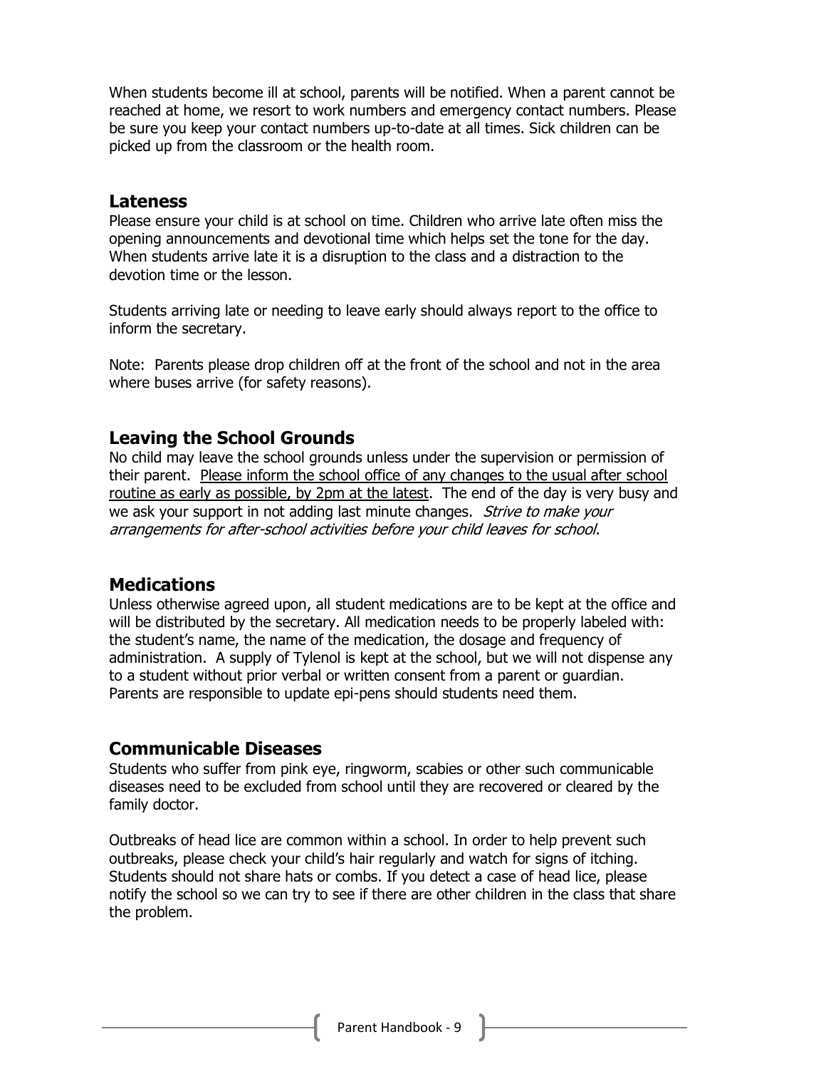When students become ill at school, parents will be notified. When a parent cannot be reached at home, we resort to work numbers and emergency contact numbers. Please be sure you keep your contact numbers up-to-date at all times. Sick children can be picked up from the classroom or the health room.

## Lateness

Please ensure your child is at school on time. Children who arrive late often miss the opening announcements and devotional time which helps set the tone for the day. When students arrive late it is a disruption to the class and a distraction to the devotion time or the lesson.

Students arriving late or needing to leave early should always report to the office to inform the secretary.

Note: Parents please drop children off at the front of the school and not in the area where buses arrive (for safety reasons).

## Leaving the School Grounds

No child may leave the school grounds unless under the supervision or permission of their parent. <u>Please inform the school office of any changes to the usual after school routine as early as possible, by 2pm at the latest</u>. The end of the day is very busy and we ask your support in not adding last minute changes. *Strive to make your arrangements for after-school activities before your child leaves for school*.

## Medications

Unless otherwise agreed upon, all student medications are to be kept at the office and will be distributed by the secretary. All medication needs to be properly labeled with: the student's name, the name of the medication, the dosage and frequency of administration. A supply of Tylenol is kept at the school, but we will not dispense any to a student without prior verbal or written consent from a parent or guardian. Parents are responsible to update epi-pens should students need them.

## Communicable Diseases

Students who suffer from pink eye, ringworm, scabies or other such communicable diseases need to be excluded from school until they are recovered or cleared by the family doctor.

Outbreaks of head lice are common within a school. In order to help prevent such outbreaks, please check your child's hair regularly and watch for signs of itching. Students should not share hats or combs. If you detect a case of head lice, please notify the school so we can try to see if there are other children in the class that share the problem.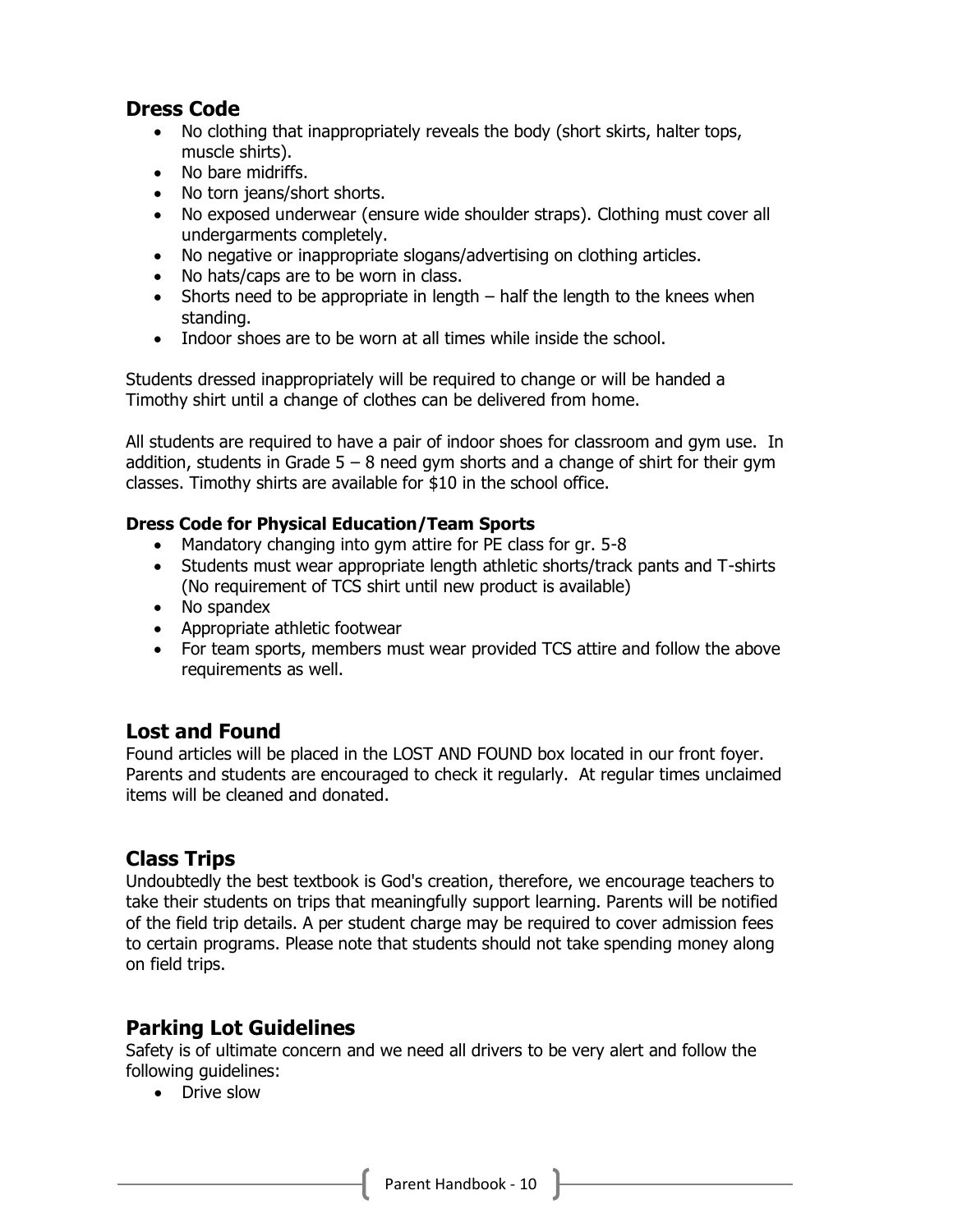## Dress Code

- No clothing that inappropriately reveals the body (short skirts, halter tops, muscle shirts).
- No bare midriffs.
- No torn jeans/short shorts.
- No exposed underwear (ensure wide shoulder straps). Clothing must cover all undergarments completely.
- No negative or inappropriate slogans/advertising on clothing articles.
- No hats/caps are to be worn in class.
- Shorts need to be appropriate in length – half the length to the knees when standing.
- Indoor shoes are to be worn at all times while inside the school.

Students dressed inappropriately will be required to change or will be handed a Timothy shirt until a change of clothes can be delivered from home.

All students are required to have a pair of indoor shoes for classroom and gym use. In addition, students in Grade 5 – 8 need gym shorts and a change of shirt for their gym classes. Timothy shirts are available for $10 in the school office.

### Dress Code for Physical Education/Team Sports

- Mandatory changing into gym attire for PE class for gr. 5-8
- Students must wear appropriate length athletic shorts/track pants and T-shirts (No requirement of TCS shirt until new product is available)
- No spandex
- Appropriate athletic footwear
- For team sports, members must wear provided TCS attire and follow the above requirements as well.

## Lost and Found

Found articles will be placed in the LOST AND FOUND box located in our front foyer. Parents and students are encouraged to check it regularly. At regular times unclaimed items will be cleaned and donated.

## Class Trips

Undoubtedly the best textbook is God's creation, therefore, we encourage teachers to take their students on trips that meaningfully support learning. Parents will be notified of the field trip details. A per student charge may be required to cover admission fees to certain programs. Please note that students should not take spending money along on field trips.

## Parking Lot Guidelines

Safety is of ultimate concern and we need all drivers to be very alert and follow the following guidelines:

- Drive slow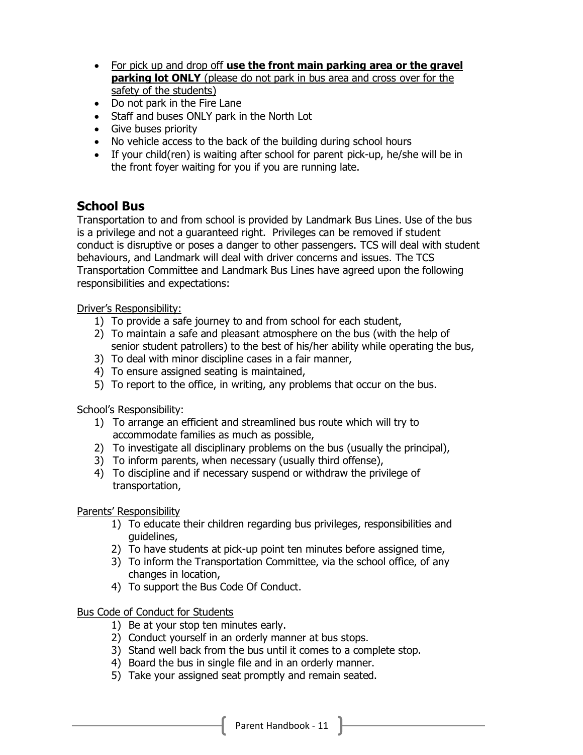- For pick up and drop off **use the front main parking area or the gravel parking lot ONLY** (please do not park in bus area and cross over for the safety of the students)
- Do not park in the Fire Lane
- Staff and buses ONLY park in the North Lot
- Give buses priority
- No vehicle access to the back of the building during school hours
- If your child(ren) is waiting after school for parent pick-up, he/she will be in the front foyer waiting for you if you are running late.

## School Bus

Transportation to and from school is provided by Landmark Bus Lines. Use of the bus is a privilege and not a guaranteed right. Privileges can be removed if student conduct is disruptive or poses a danger to other passengers. TCS will deal with student behaviours, and Landmark will deal with driver concerns and issues. The TCS Transportation Committee and Landmark Bus Lines have agreed upon the following responsibilities and expectations:

Driver's Responsibility:

1) To provide a safe journey to and from school for each student,
2) To maintain a safe and pleasant atmosphere on the bus (with the help of senior student patrollers) to the best of his/her ability while operating the bus,
3) To deal with minor discipline cases in a fair manner,
4) To ensure assigned seating is maintained,
5) To report to the office, in writing, any problems that occur on the bus.

School's Responsibility:

1) To arrange an efficient and streamlined bus route which will try to accommodate families as much as possible,
2) To investigate all disciplinary problems on the bus (usually the principal),
3) To inform parents, when necessary (usually third offense),
4) To discipline and if necessary suspend or withdraw the privilege of transportation,

Parents' Responsibility

1) To educate their children regarding bus privileges, responsibilities and guidelines,
2) To have students at pick-up point ten minutes before assigned time,
3) To inform the Transportation Committee, via the school office, of any changes in location,
4) To support the Bus Code Of Conduct.

Bus Code of Conduct for Students

1) Be at your stop ten minutes early.
2) Conduct yourself in an orderly manner at bus stops.
3) Stand well back from the bus until it comes to a complete stop.
4) Board the bus in single file and in an orderly manner.
5) Take your assigned seat promptly and remain seated.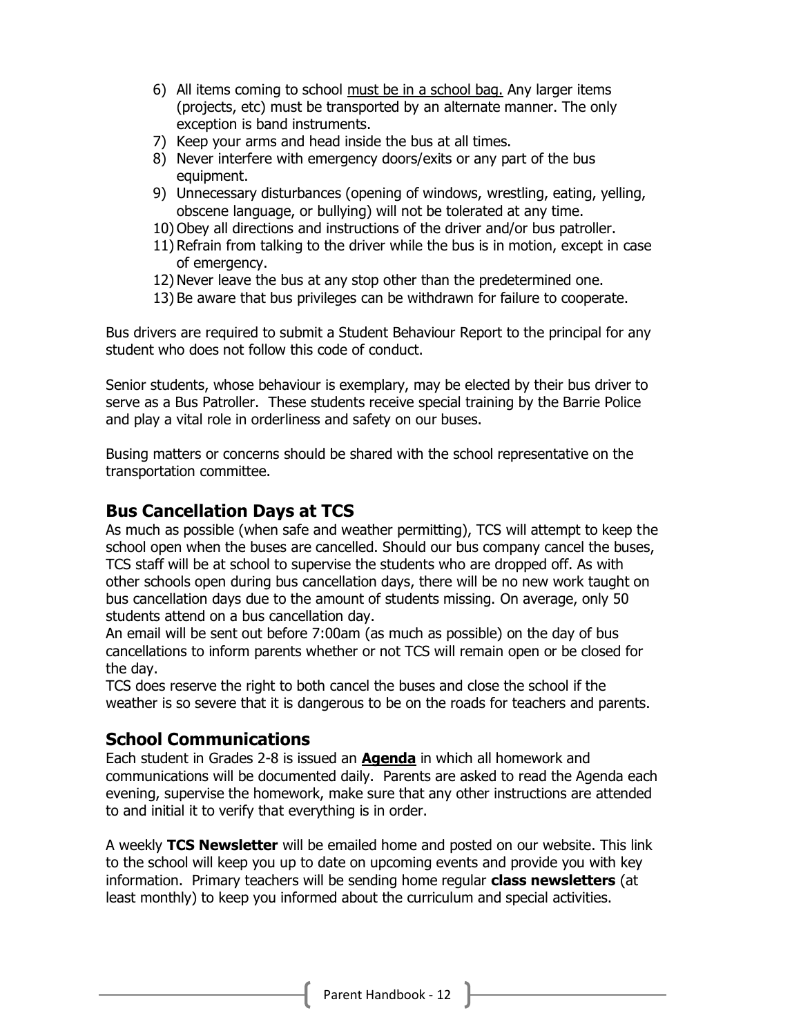6) All items coming to school <u>must be in a school bag.</u> Any larger items (projects, etc) must be transported by an alternate manner. The only exception is band instruments.
7) Keep your arms and head inside the bus at all times.
8) Never interfere with emergency doors/exits or any part of the bus equipment.
9) Unnecessary disturbances (opening of windows, wrestling, eating, yelling, obscene language, or bullying) will not be tolerated at any time.
10) Obey all directions and instructions of the driver and/or bus patroller.
11) Refrain from talking to the driver while the bus is in motion, except in case of emergency.
12) Never leave the bus at any stop other than the predetermined one.
13) Be aware that bus privileges can be withdrawn for failure to cooperate.

Bus drivers are required to submit a Student Behaviour Report to the principal for any student who does not follow this code of conduct.

Senior students, whose behaviour is exemplary, may be elected by their bus driver to serve as a Bus Patroller. These students receive special training by the Barrie Police and play a vital role in orderliness and safety on our buses.

Busing matters or concerns should be shared with the school representative on the transportation committee.

## Bus Cancellation Days at TCS

As much as possible (when safe and weather permitting), TCS will attempt to keep the school open when the buses are cancelled. Should our bus company cancel the buses, TCS staff will be at school to supervise the students who are dropped off. As with other schools open during bus cancellation days, there will be no new work taught on bus cancellation days due to the amount of students missing. On average, only 50 students attend on a bus cancellation day.

An email will be sent out before 7:00am (as much as possible) on the day of bus cancellations to inform parents whether or not TCS will remain open or be closed for the day.

TCS does reserve the right to both cancel the buses and close the school if the weather is so severe that it is dangerous to be on the roads for teachers and parents.

## School Communications

Each student in Grades 2-8 is issued an **<u>Agenda</u>** in which all homework and communications will be documented daily. Parents are asked to read the Agenda each evening, supervise the homework, make sure that any other instructions are attended to and initial it to verify that everything is in order.

A weekly **TCS Newsletter** will be emailed home and posted on our website. This link to the school will keep you up to date on upcoming events and provide you with key information. Primary teachers will be sending home regular **class newsletters** (at least monthly) to keep you informed about the curriculum and special activities.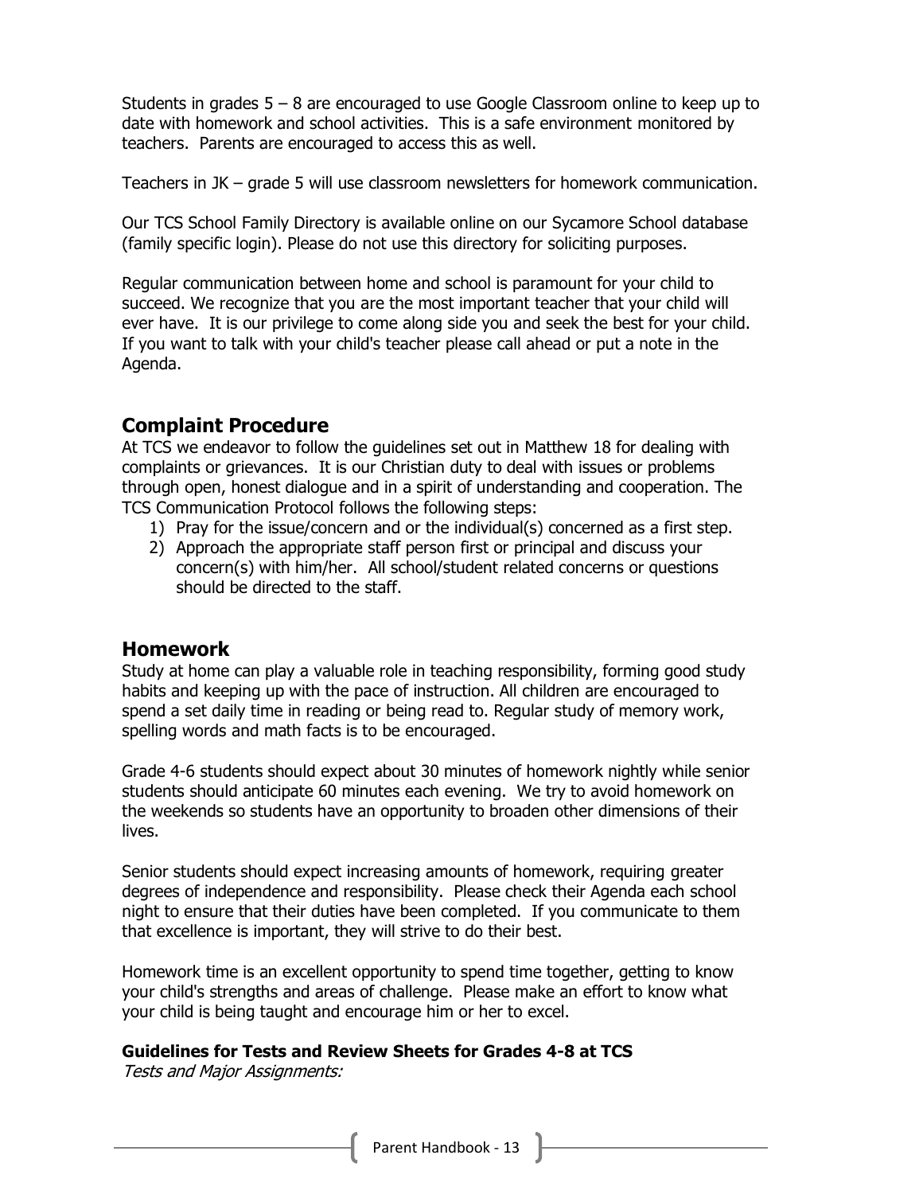Students in grades 5 – 8 are encouraged to use Google Classroom online to keep up to date with homework and school activities. This is a safe environment monitored by teachers. Parents are encouraged to access this as well.

Teachers in JK – grade 5 will use classroom newsletters for homework communication.

Our TCS School Family Directory is available online on our Sycamore School database (family specific login). Please do not use this directory for soliciting purposes.

Regular communication between home and school is paramount for your child to succeed. We recognize that you are the most important teacher that your child will ever have. It is our privilege to come along side you and seek the best for your child. If you want to talk with your child's teacher please call ahead or put a note in the Agenda.

## Complaint Procedure

At TCS we endeavor to follow the guidelines set out in Matthew 18 for dealing with complaints or grievances. It is our Christian duty to deal with issues or problems through open, honest dialogue and in a spirit of understanding and cooperation. The TCS Communication Protocol follows the following steps:

1) Pray for the issue/concern and or the individual(s) concerned as a first step.
2) Approach the appropriate staff person first or principal and discuss your concern(s) with him/her. All school/student related concerns or questions should be directed to the staff.

## Homework

Study at home can play a valuable role in teaching responsibility, forming good study habits and keeping up with the pace of instruction. All children are encouraged to spend a set daily time in reading or being read to. Regular study of memory work, spelling words and math facts is to be encouraged.

Grade 4-6 students should expect about 30 minutes of homework nightly while senior students should anticipate 60 minutes each evening. We try to avoid homework on the weekends so students have an opportunity to broaden other dimensions of their lives.

Senior students should expect increasing amounts of homework, requiring greater degrees of independence and responsibility. Please check their Agenda each school night to ensure that their duties have been completed. If you communicate to them that excellence is important, they will strive to do their best.

Homework time is an excellent opportunity to spend time together, getting to know your child's strengths and areas of challenge. Please make an effort to know what your child is being taught and encourage him or her to excel.

**Guidelines for Tests and Review Sheets for Grades 4-8 at TCS**

*Tests and Major Assignments:*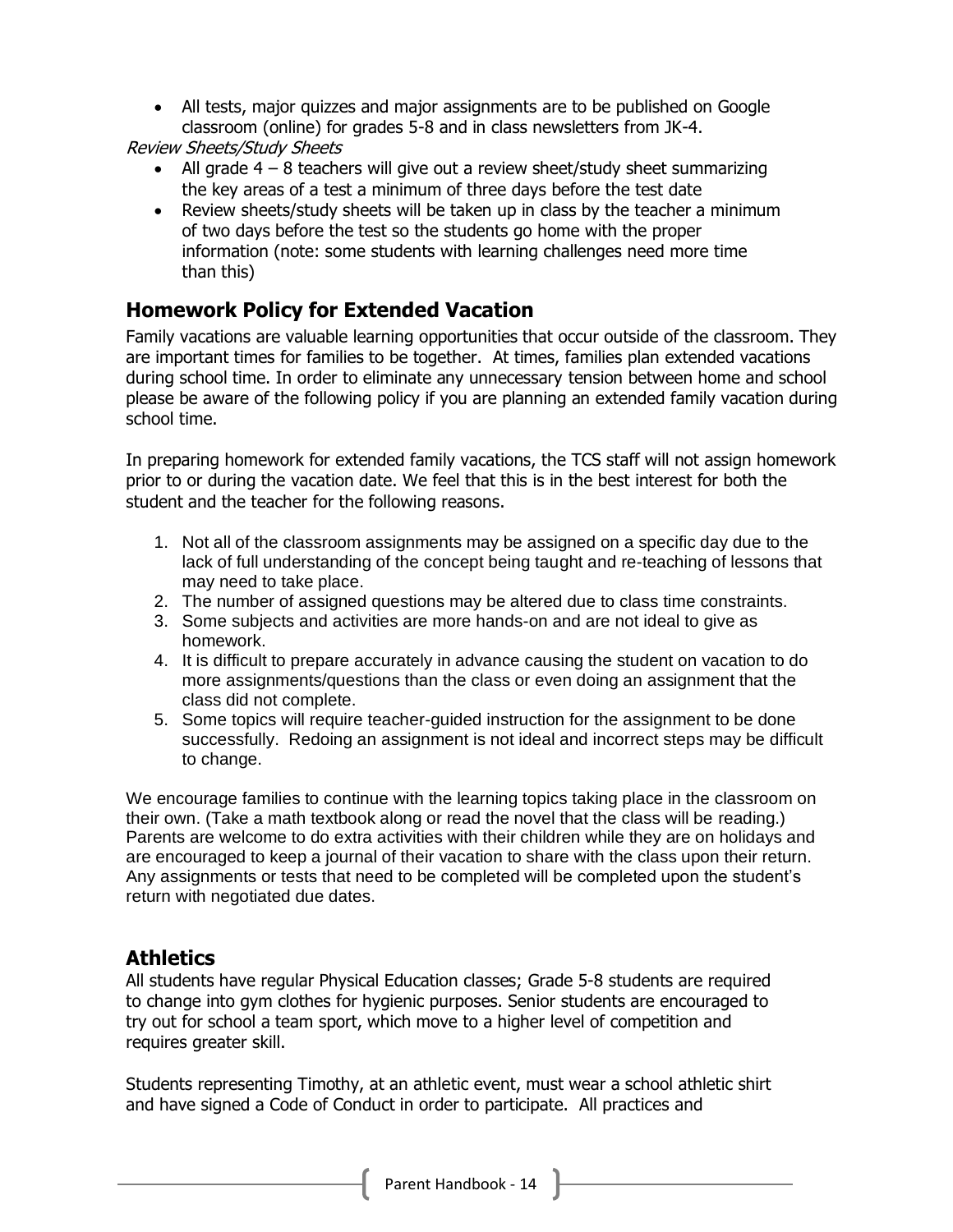- All tests, major quizzes and major assignments are to be published on Google classroom (online) for grades 5-8 and in class newsletters from JK-4.

*Review Sheets/Study Sheets*

- All grade 4 – 8 teachers will give out a review sheet/study sheet summarizing the key areas of a test a minimum of three days before the test date
- Review sheets/study sheets will be taken up in class by the teacher a minimum of two days before the test so the students go home with the proper information (note: some students with learning challenges need more time than this)

## Homework Policy for Extended Vacation

Family vacations are valuable learning opportunities that occur outside of the classroom. They are important times for families to be together. At times, families plan extended vacations during school time. In order to eliminate any unnecessary tension between home and school please be aware of the following policy if you are planning an extended family vacation during school time.

In preparing homework for extended family vacations, the TCS staff will not assign homework prior to or during the vacation date. We feel that this is in the best interest for both the student and the teacher for the following reasons.

1. Not all of the classroom assignments may be assigned on a specific day due to the lack of full understanding of the concept being taught and re-teaching of lessons that may need to take place.
2. The number of assigned questions may be altered due to class time constraints.
3. Some subjects and activities are more hands-on and are not ideal to give as homework.
4. It is difficult to prepare accurately in advance causing the student on vacation to do more assignments/questions than the class or even doing an assignment that the class did not complete.
5. Some topics will require teacher-guided instruction for the assignment to be done successfully. Redoing an assignment is not ideal and incorrect steps may be difficult to change.

We encourage families to continue with the learning topics taking place in the classroom on their own. (Take a math textbook along or read the novel that the class will be reading.) Parents are welcome to do extra activities with their children while they are on holidays and are encouraged to keep a journal of their vacation to share with the class upon their return. Any assignments or tests that need to be completed will be completed upon the student's return with negotiated due dates.

## Athletics

All students have regular Physical Education classes; Grade 5-8 students are required to change into gym clothes for hygienic purposes. Senior students are encouraged to try out for school a team sport, which move to a higher level of competition and requires greater skill.

Students representing Timothy, at an athletic event, must wear a school athletic shirt and have signed a Code of Conduct in order to participate. All practices and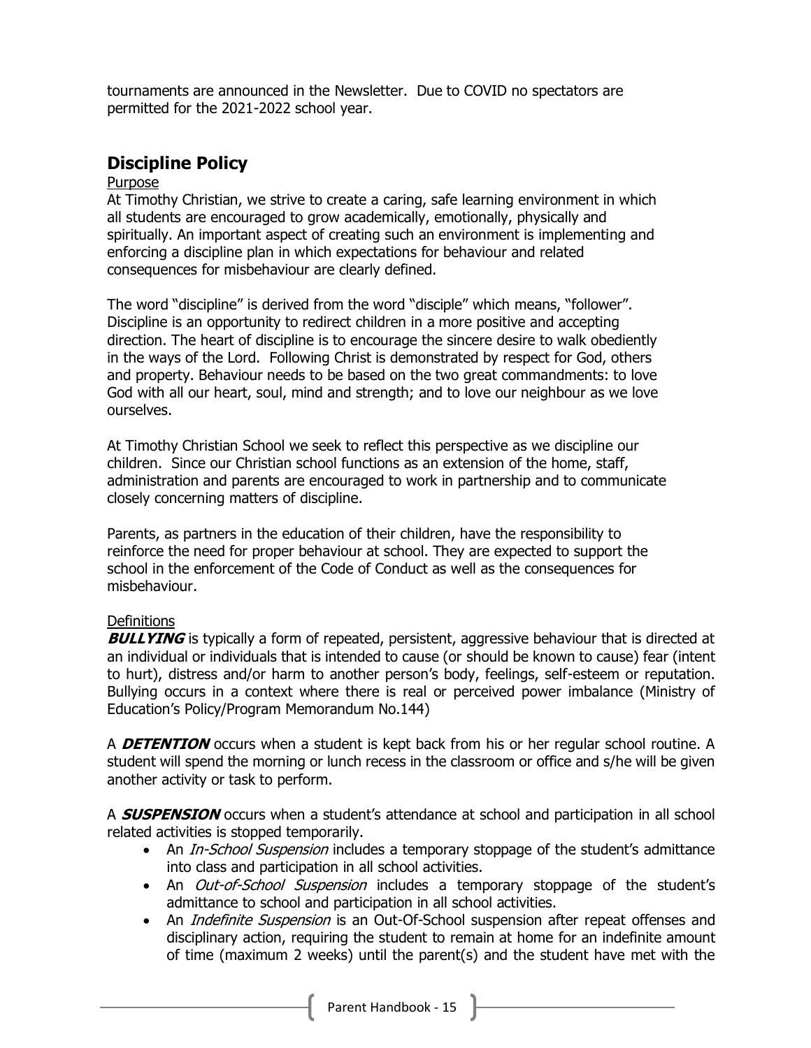tournaments are announced in the Newsletter. Due to COVID no spectators are permitted for the 2021-2022 school year.

## Discipline Policy

Purpose

At Timothy Christian, we strive to create a caring, safe learning environment in which all students are encouraged to grow academically, emotionally, physically and spiritually. An important aspect of creating such an environment is implementing and enforcing a discipline plan in which expectations for behaviour and related consequences for misbehaviour are clearly defined.

The word "discipline" is derived from the word "disciple" which means, "follower". Discipline is an opportunity to redirect children in a more positive and accepting direction. The heart of discipline is to encourage the sincere desire to walk obediently in the ways of the Lord. Following Christ is demonstrated by respect for God, others and property. Behaviour needs to be based on the two great commandments: to love God with all our heart, soul, mind and strength; and to love our neighbour as we love ourselves.

At Timothy Christian School we seek to reflect this perspective as we discipline our children. Since our Christian school functions as an extension of the home, staff, administration and parents are encouraged to work in partnership and to communicate closely concerning matters of discipline.

Parents, as partners in the education of their children, have the responsibility to reinforce the need for proper behaviour at school. They are expected to support the school in the enforcement of the Code of Conduct as well as the consequences for misbehaviour.

Definitions

***BULLYING*** is typically a form of repeated, persistent, aggressive behaviour that is directed at an individual or individuals that is intended to cause (or should be known to cause) fear (intent to hurt), distress and/or harm to another person's body, feelings, self-esteem or reputation. Bullying occurs in a context where there is real or perceived power imbalance (Ministry of Education's Policy/Program Memorandum No.144)

A ***DETENTION*** occurs when a student is kept back from his or her regular school routine. A student will spend the morning or lunch recess in the classroom or office and s/he will be given another activity or task to perform.

A ***SUSPENSION*** occurs when a student's attendance at school and participation in all school related activities is stopped temporarily.

- An *In-School Suspension* includes a temporary stoppage of the student's admittance into class and participation in all school activities.
- An *Out-of-School Suspension* includes a temporary stoppage of the student's admittance to school and participation in all school activities.
- An *Indefinite Suspension* is an Out-Of-School suspension after repeat offenses and disciplinary action, requiring the student to remain at home for an indefinite amount of time (maximum 2 weeks) until the parent(s) and the student have met with the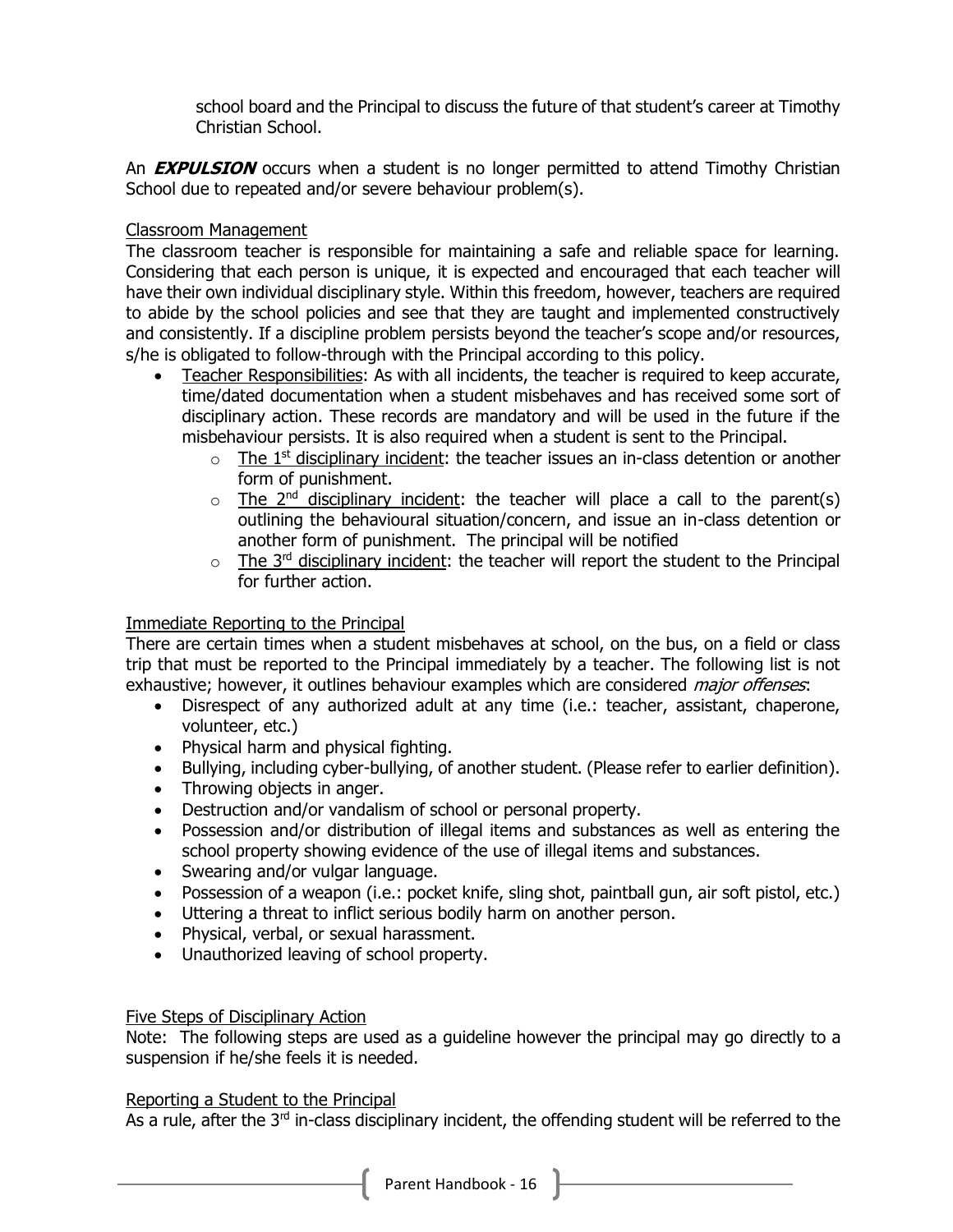school board and the Principal to discuss the future of that student's career at Timothy Christian School.

An ***EXPULSION*** occurs when a student is no longer permitted to attend Timothy Christian School due to repeated and/or severe behaviour problem(s).

<u>Classroom Management</u>

The classroom teacher is responsible for maintaining a safe and reliable space for learning. Considering that each person is unique, it is expected and encouraged that each teacher will have their own individual disciplinary style. Within this freedom, however, teachers are required to abide by the school policies and see that they are taught and implemented constructively and consistently. If a discipline problem persists beyond the teacher's scope and/or resources, s/he is obligated to follow-through with the Principal according to this policy.

- <u>Teacher Responsibilities</u>: As with all incidents, the teacher is required to keep accurate, time/dated documentation when a student misbehaves and has received some sort of disciplinary action. These records are mandatory and will be used in the future if the misbehaviour persists. It is also required when a student is sent to the Principal.
  - <u>The 1st disciplinary incident</u>: the teacher issues an in-class detention or another form of punishment.
  - <u>The 2nd disciplinary incident</u>: the teacher will place a call to the parent(s) outlining the behavioural situation/concern, and issue an in-class detention or another form of punishment. The principal will be notified
  - <u>The 3rd disciplinary incident</u>: the teacher will report the student to the Principal for further action.

<u>Immediate Reporting to the Principal</u>

There are certain times when a student misbehaves at school, on the bus, on a field or class trip that must be reported to the Principal immediately by a teacher. The following list is not exhaustive; however, it outlines behaviour examples which are considered *major offenses*:

- Disrespect of any authorized adult at any time (i.e.: teacher, assistant, chaperone, volunteer, etc.)
- Physical harm and physical fighting.
- Bullying, including cyber-bullying, of another student. (Please refer to earlier definition).
- Throwing objects in anger.
- Destruction and/or vandalism of school or personal property.
- Possession and/or distribution of illegal items and substances as well as entering the school property showing evidence of the use of illegal items and substances.
- Swearing and/or vulgar language.
- Possession of a weapon (i.e.: pocket knife, sling shot, paintball gun, air soft pistol, etc.)
- Uttering a threat to inflict serious bodily harm on another person.
- Physical, verbal, or sexual harassment.
- Unauthorized leaving of school property.

<u>Five Steps of Disciplinary Action</u>

Note: The following steps are used as a guideline however the principal may go directly to a suspension if he/she feels it is needed.

<u>Reporting a Student to the Principal</u>

As a rule, after the 3rd in-class disciplinary incident, the offending student will be referred to the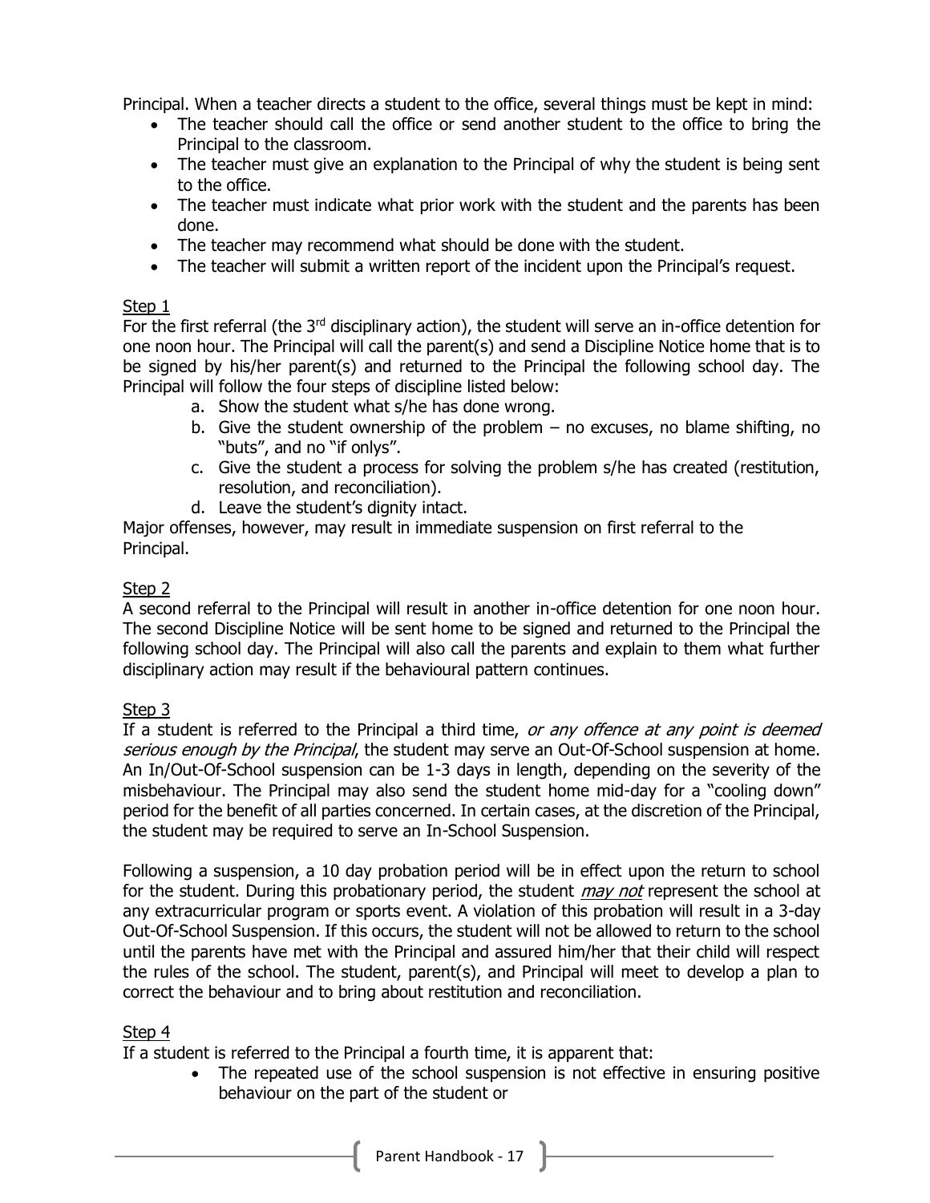Principal. When a teacher directs a student to the office, several things must be kept in mind:

- The teacher should call the office or send another student to the office to bring the Principal to the classroom.
- The teacher must give an explanation to the Principal of why the student is being sent to the office.
- The teacher must indicate what prior work with the student and the parents has been done.
- The teacher may recommend what should be done with the student.
- The teacher will submit a written report of the incident upon the Principal's request.

Step 1

For the first referral (the 3rd disciplinary action), the student will serve an in-office detention for one noon hour. The Principal will call the parent(s) and send a Discipline Notice home that is to be signed by his/her parent(s) and returned to the Principal the following school day. The Principal will follow the four steps of discipline listed below:

a. Show the student what s/he has done wrong.
b. Give the student ownership of the problem – no excuses, no blame shifting, no "buts", and no "if onlys".
c. Give the student a process for solving the problem s/he has created (restitution, resolution, and reconciliation).
d. Leave the student's dignity intact.

Major offenses, however, may result in immediate suspension on first referral to the Principal.

Step 2

A second referral to the Principal will result in another in-office detention for one noon hour. The second Discipline Notice will be sent home to be signed and returned to the Principal the following school day. The Principal will also call the parents and explain to them what further disciplinary action may result if the behavioural pattern continues.

Step 3

If a student is referred to the Principal a third time, *or any offence at any point is deemed serious enough by the Principal*, the student may serve an Out-Of-School suspension at home. An In/Out-Of-School suspension can be 1-3 days in length, depending on the severity of the misbehaviour. The Principal may also send the student home mid-day for a "cooling down" period for the benefit of all parties concerned. In certain cases, at the discretion of the Principal, the student may be required to serve an In-School Suspension.

Following a suspension, a 10 day probation period will be in effect upon the return to school for the student. During this probationary period, the student ***may not*** represent the school at any extracurricular program or sports event. A violation of this probation will result in a 3-day Out-Of-School Suspension. If this occurs, the student will not be allowed to return to the school until the parents have met with the Principal and assured him/her that their child will respect the rules of the school. The student, parent(s), and Principal will meet to develop a plan to correct the behaviour and to bring about restitution and reconciliation.

Step 4

If a student is referred to the Principal a fourth time, it is apparent that:

- The repeated use of the school suspension is not effective in ensuring positive behaviour on the part of the student or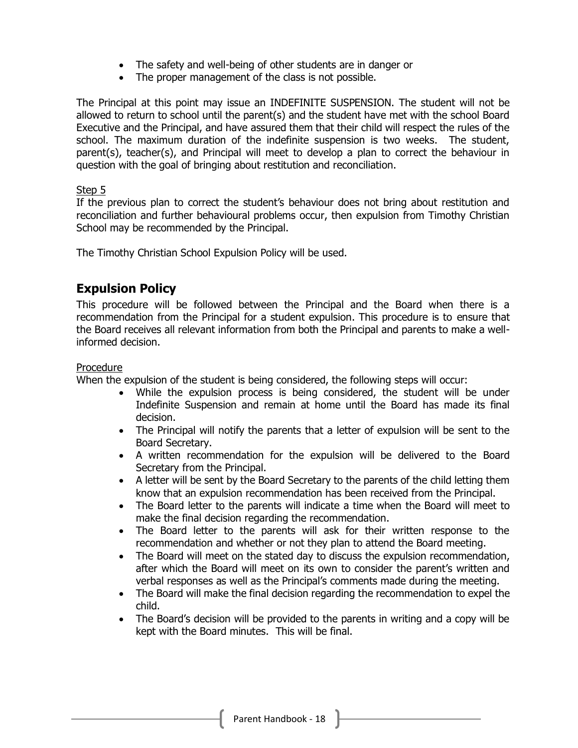- The safety and well-being of other students are in danger or
- The proper management of the class is not possible.

The Principal at this point may issue an INDEFINITE SUSPENSION. The student will not be allowed to return to school until the parent(s) and the student have met with the school Board Executive and the Principal, and have assured them that their child will respect the rules of the school. The maximum duration of the indefinite suspension is two weeks. The student, parent(s), teacher(s), and Principal will meet to develop a plan to correct the behaviour in question with the goal of bringing about restitution and reconciliation.

<u>Step 5</u>

If the previous plan to correct the student's behaviour does not bring about restitution and reconciliation and further behavioural problems occur, then expulsion from Timothy Christian School may be recommended by the Principal.

The Timothy Christian School Expulsion Policy will be used.

## Expulsion Policy

This procedure will be followed between the Principal and the Board when there is a recommendation from the Principal for a student expulsion. This procedure is to ensure that the Board receives all relevant information from both the Principal and parents to make a well-informed decision.

<u>Procedure</u>

When the expulsion of the student is being considered, the following steps will occur:

- While the expulsion process is being considered, the student will be under Indefinite Suspension and remain at home until the Board has made its final decision.
- The Principal will notify the parents that a letter of expulsion will be sent to the Board Secretary.
- A written recommendation for the expulsion will be delivered to the Board Secretary from the Principal.
- A letter will be sent by the Board Secretary to the parents of the child letting them know that an expulsion recommendation has been received from the Principal.
- The Board letter to the parents will indicate a time when the Board will meet to make the final decision regarding the recommendation.
- The Board letter to the parents will ask for their written response to the recommendation and whether or not they plan to attend the Board meeting.
- The Board will meet on the stated day to discuss the expulsion recommendation, after which the Board will meet on its own to consider the parent's written and verbal responses as well as the Principal's comments made during the meeting.
- The Board will make the final decision regarding the recommendation to expel the child.
- The Board's decision will be provided to the parents in writing and a copy will be kept with the Board minutes. This will be final.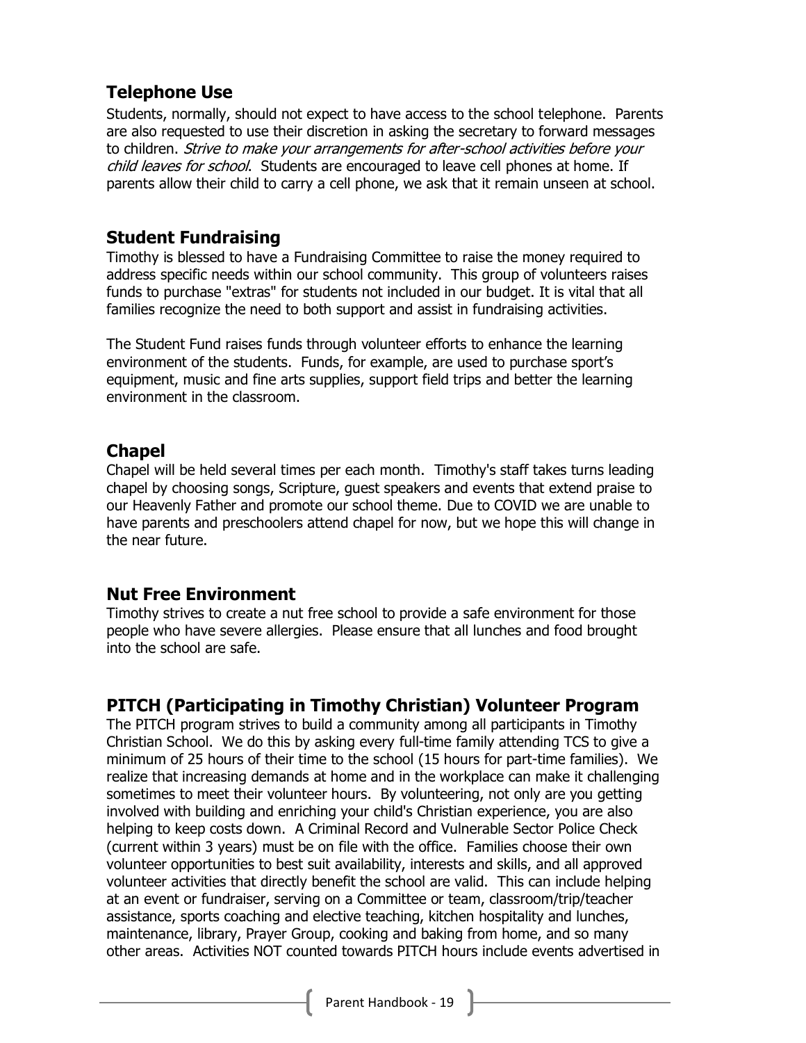## Telephone Use

Students, normally, should not expect to have access to the school telephone. Parents are also requested to use their discretion in asking the secretary to forward messages to children. *Strive to make your arrangements for after-school activities before your child leaves for school*. Students are encouraged to leave cell phones at home. If parents allow their child to carry a cell phone, we ask that it remain unseen at school.

## Student Fundraising

Timothy is blessed to have a Fundraising Committee to raise the money required to address specific needs within our school community. This group of volunteers raises funds to purchase "extras" for students not included in our budget. It is vital that all families recognize the need to both support and assist in fundraising activities.

The Student Fund raises funds through volunteer efforts to enhance the learning environment of the students. Funds, for example, are used to purchase sport's equipment, music and fine arts supplies, support field trips and better the learning environment in the classroom.

## Chapel

Chapel will be held several times per each month. Timothy's staff takes turns leading chapel by choosing songs, Scripture, guest speakers and events that extend praise to our Heavenly Father and promote our school theme. Due to COVID we are unable to have parents and preschoolers attend chapel for now, but we hope this will change in the near future.

## Nut Free Environment

Timothy strives to create a nut free school to provide a safe environment for those people who have severe allergies. Please ensure that all lunches and food brought into the school are safe.

## PITCH (Participating in Timothy Christian) Volunteer Program

The PITCH program strives to build a community among all participants in Timothy Christian School. We do this by asking every full-time family attending TCS to give a minimum of 25 hours of their time to the school (15 hours for part-time families). We realize that increasing demands at home and in the workplace can make it challenging sometimes to meet their volunteer hours. By volunteering, not only are you getting involved with building and enriching your child's Christian experience, you are also helping to keep costs down. A Criminal Record and Vulnerable Sector Police Check (current within 3 years) must be on file with the office. Families choose their own volunteer opportunities to best suit availability, interests and skills, and all approved volunteer activities that directly benefit the school are valid. This can include helping at an event or fundraiser, serving on a Committee or team, classroom/trip/teacher assistance, sports coaching and elective teaching, kitchen hospitality and lunches, maintenance, library, Prayer Group, cooking and baking from home, and so many other areas. Activities NOT counted towards PITCH hours include events advertised in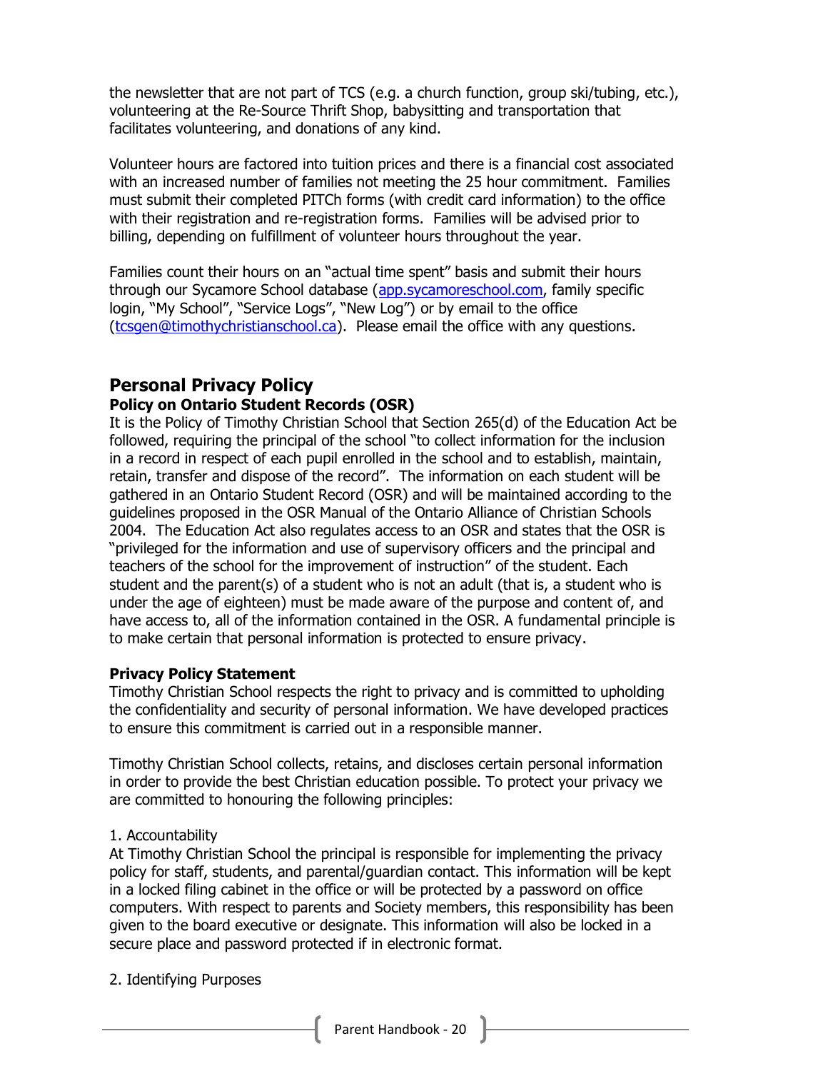the newsletter that are not part of TCS (e.g. a church function, group ski/tubing, etc.), volunteering at the Re-Source Thrift Shop, babysitting and transportation that facilitates volunteering, and donations of any kind.

Volunteer hours are factored into tuition prices and there is a financial cost associated with an increased number of families not meeting the 25 hour commitment. Families must submit their completed PITCh forms (with credit card information) to the office with their registration and re-registration forms. Families will be advised prior to billing, depending on fulfillment of volunteer hours throughout the year.

Families count their hours on an "actual time spent" basis and submit their hours through our Sycamore School database ([app.sycamoreschool.com](app.sycamoreschool.com), family specific login, "My School", "Service Logs", "New Log") or by email to the office ([tcsgen@timothychristianschool.ca](mailto:tcsgen@timothychristianschool.ca)). Please email the office with any questions.

## Personal Privacy Policy

### Policy on Ontario Student Records (OSR)

It is the Policy of Timothy Christian School that Section 265(d) of the Education Act be followed, requiring the principal of the school "to collect information for the inclusion in a record in respect of each pupil enrolled in the school and to establish, maintain, retain, transfer and dispose of the record". The information on each student will be gathered in an Ontario Student Record (OSR) and will be maintained according to the guidelines proposed in the OSR Manual of the Ontario Alliance of Christian Schools 2004. The Education Act also regulates access to an OSR and states that the OSR is "privileged for the information and use of supervisory officers and the principal and teachers of the school for the improvement of instruction" of the student. Each student and the parent(s) of a student who is not an adult (that is, a student who is under the age of eighteen) must be made aware of the purpose and content of, and have access to, all of the information contained in the OSR. A fundamental principle is to make certain that personal information is protected to ensure privacy.

**Privacy Policy Statement**

Timothy Christian School respects the right to privacy and is committed to upholding the confidentiality and security of personal information. We have developed practices to ensure this commitment is carried out in a responsible manner.

Timothy Christian School collects, retains, and discloses certain personal information in order to provide the best Christian education possible. To protect your privacy we are committed to honouring the following principles:

1. Accountability

At Timothy Christian School the principal is responsible for implementing the privacy policy for staff, students, and parental/guardian contact. This information will be kept in a locked filing cabinet in the office or will be protected by a password on office computers. With respect to parents and Society members, this responsibility has been given to the board executive or designate. This information will also be locked in a secure place and password protected if in electronic format.

2. Identifying Purposes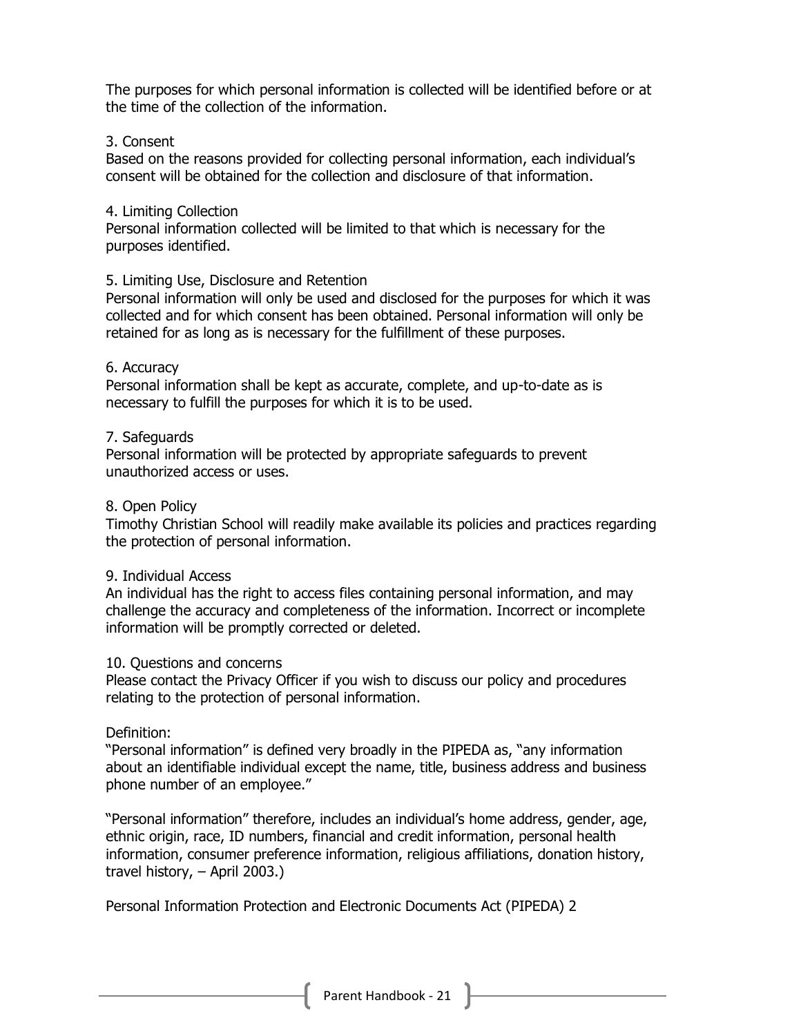The purposes for which personal information is collected will be identified before or at the time of the collection of the information.

3. Consent
Based on the reasons provided for collecting personal information, each individual's consent will be obtained for the collection and disclosure of that information.

4. Limiting Collection
Personal information collected will be limited to that which is necessary for the purposes identified.

5. Limiting Use, Disclosure and Retention
Personal information will only be used and disclosed for the purposes for which it was collected and for which consent has been obtained. Personal information will only be retained for as long as is necessary for the fulfillment of these purposes.

6. Accuracy
Personal information shall be kept as accurate, complete, and up-to-date as is necessary to fulfill the purposes for which it is to be used.

7. Safeguards
Personal information will be protected by appropriate safeguards to prevent unauthorized access or uses.

8. Open Policy
Timothy Christian School will readily make available its policies and practices regarding the protection of personal information.

9. Individual Access
An individual has the right to access files containing personal information, and may challenge the accuracy and completeness of the information. Incorrect or incomplete information will be promptly corrected or deleted.

10. Questions and concerns
Please contact the Privacy Officer if you wish to discuss our policy and procedures relating to the protection of personal information.

Definition:
"Personal information" is defined very broadly in the PIPEDA as, "any information about an identifiable individual except the name, title, business address and business phone number of an employee."

"Personal information" therefore, includes an individual's home address, gender, age, ethnic origin, race, ID numbers, financial and credit information, personal health information, consumer preference information, religious affiliations, donation history, travel history, – April 2003.)

Personal Information Protection and Electronic Documents Act (PIPEDA) 2